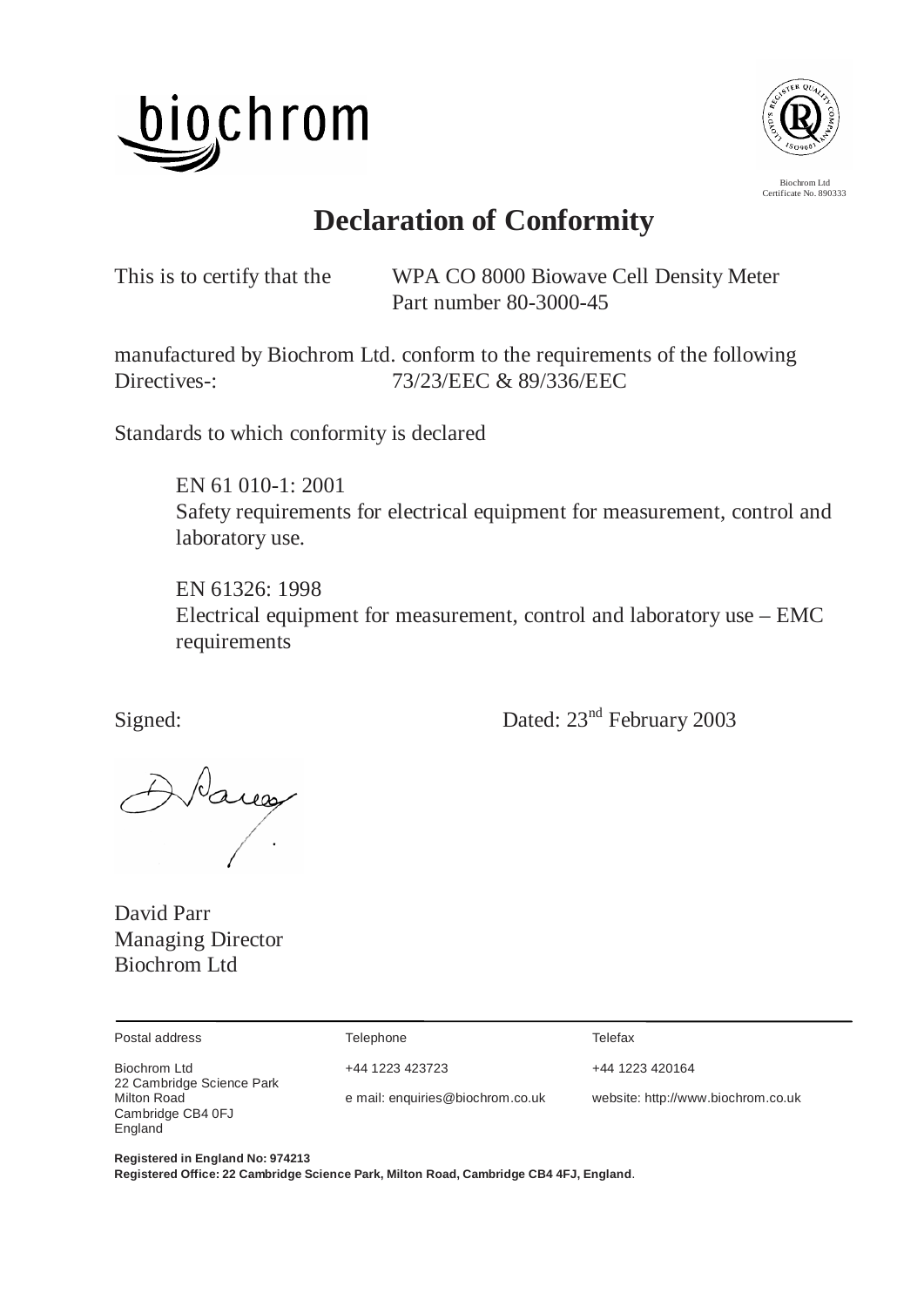biochrom

Biochrom Ltd
Certificate No. 890333

# Declaration of Conformity

This is to certify that the WPA CO 8000 Biowave Cell Density Meter
Part number 80-3000-45

manufactured by Biochrom Ltd. conform to the requirements of the following Directives-: 73/23/EEC & 89/336/EEC

Standards to which conformity is declared

EN 61 010-1: 2001
Safety requirements for electrical equipment for measurement, control and laboratory use.

EN 61326: 1998
Electrical equipment for measurement, control and laboratory use – EMC requirements

Signed: Dated: 23nd February 2003

David Parr
Managing Director
Biochrom Ltd

| Postal address | Telephone | Telefax |
| --- | --- | --- |
| Biochrom Ltd<br>22 Cambridge Science Park<br>Milton Road<br>Cambridge CB4 0FJ<br>England | +44 1223 423723<br>e mail: enquiries@biochrom.co.uk | +44 1223 420164<br>website: http://www.biochrom.co.uk |

**Registered in England No: 974213**
**Registered Office: 22 Cambridge Science Park, Milton Road, Cambridge CB4 4FJ, England**.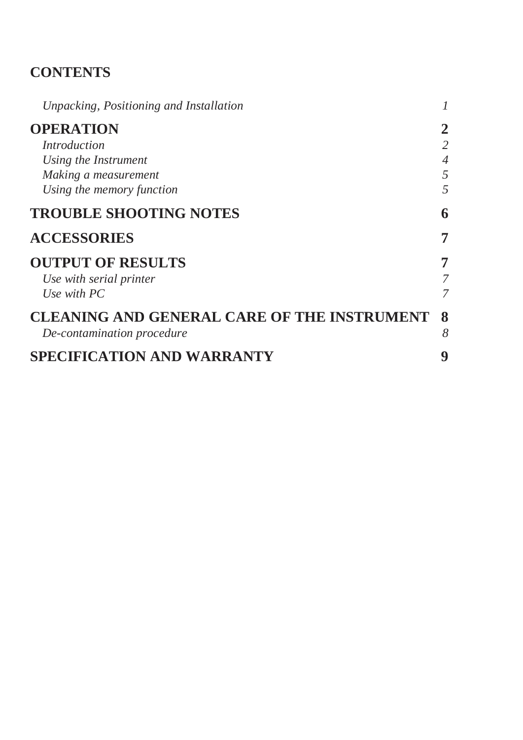## CONTENTS

| | |
|---|---|
| *Unpacking, Positioning and Installation* | *1* |
| **OPERATION** | **2** |
| *Introduction* | *2* |
| *Using the Instrument* | *4* |
| *Making a measurement* | *5* |
| *Using the memory function* | *5* |
| **TROUBLE SHOOTING NOTES** | **6** |
| **ACCESSORIES** | **7** |
| **OUTPUT OF RESULTS** | **7** |
| *Use with serial printer* | *7* |
| *Use with PC* | *7* |
| **CLEANING AND GENERAL CARE OF THE INSTRUMENT** | **8** |
| *De-contamination procedure* | *8* |
| **SPECIFICATION AND WARRANTY** | **9** |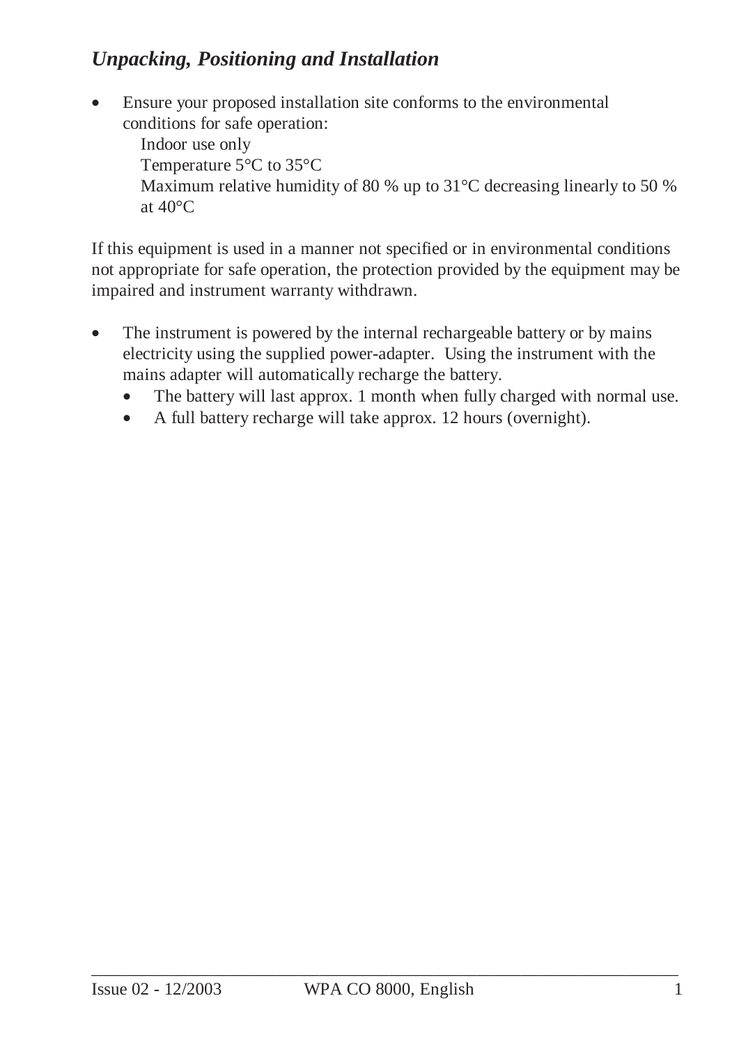## *Unpacking, Positioning and Installation*

- Ensure your proposed installation site conforms to the environmental conditions for safe operation:
  Indoor use only
  Temperature 5°C to 35°C
  Maximum relative humidity of 80 % up to 31°C decreasing linearly to 50 % at 40°C

If this equipment is used in a manner not specified or in environmental conditions not appropriate for safe operation, the protection provided by the equipment may be impaired and instrument warranty withdrawn.

- The instrument is powered by the internal rechargeable battery or by mains electricity using the supplied power-adapter. Using the instrument with the mains adapter will automatically recharge the battery.
  - The battery will last approx. 1 month when fully charged with normal use.
  - A full battery recharge will take approx. 12 hours (overnight).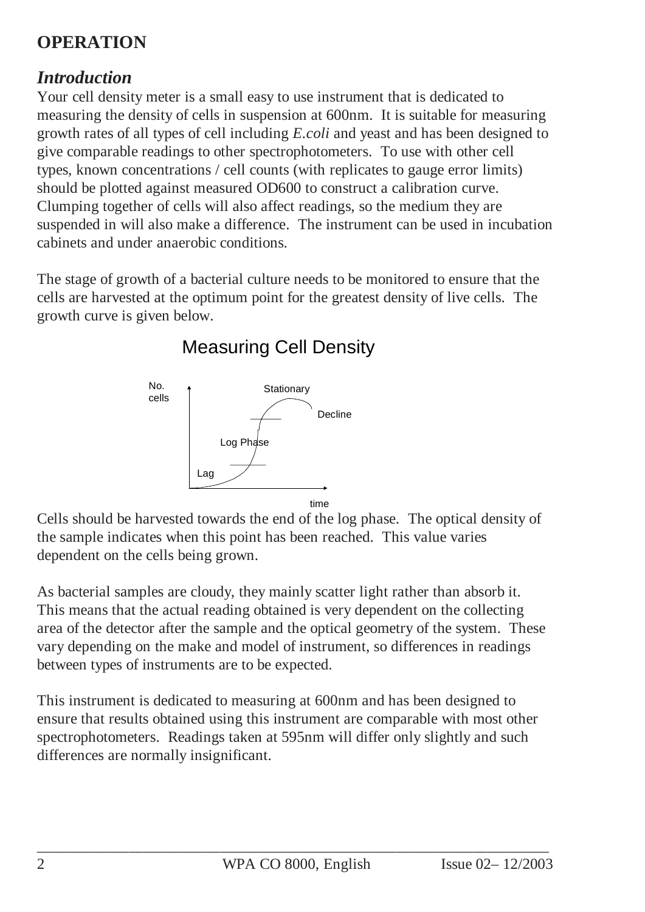# OPERATION

## *Introduction*

Your cell density meter is a small easy to use instrument that is dedicated to measuring the density of cells in suspension at 600nm. It is suitable for measuring growth rates of all types of cell including *E.coli* and yeast and has been designed to give comparable readings to other spectrophotometers. To use with other cell types, known concentrations / cell counts (with replicates to gauge error limits) should be plotted against measured OD600 to construct a calibration curve. Clumping together of cells will also affect readings, so the medium they are suspended in will also make a difference. The instrument can be used in incubation cabinets and under anaerobic conditions.

The stage of growth of a bacterial culture needs to be monitored to ensure that the cells are harvested at the optimum point for the greatest density of live cells. The growth curve is given below.

Measuring Cell Density

No. cells

Stationary

Decline

Log Phase

Lag

time

Cells should be harvested towards the end of the log phase. The optical density of the sample indicates when this point has been reached. This value varies dependent on the cells being grown.

As bacterial samples are cloudy, they mainly scatter light rather than absorb it. This means that the actual reading obtained is very dependent on the collecting area of the detector after the sample and the optical geometry of the system. These vary depending on the make and model of instrument, so differences in readings between types of instruments are to be expected.

This instrument is dedicated to measuring at 600nm and has been designed to ensure that results obtained using this instrument are comparable with most other spectrophotometers. Readings taken at 595nm will differ only slightly and such differences are normally insignificant.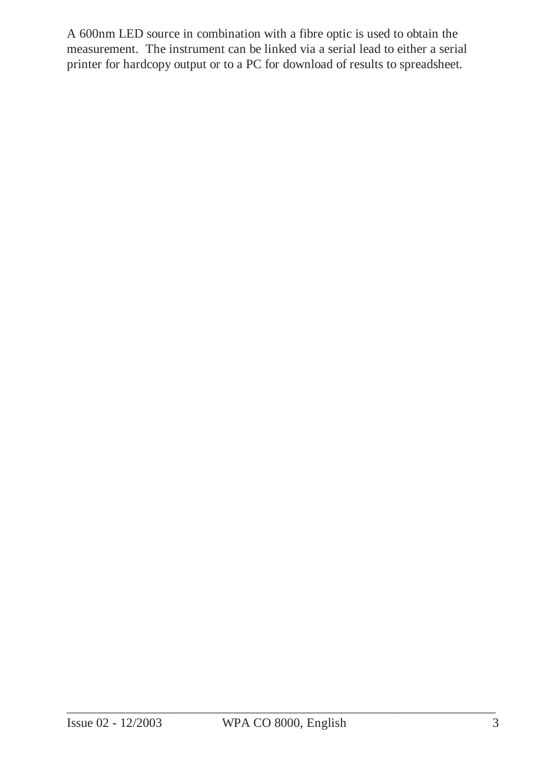A 600nm LED source in combination with a fibre optic is used to obtain the measurement. The instrument can be linked via a serial lead to either a serial printer for hardcopy output or to a PC for download of results to spreadsheet.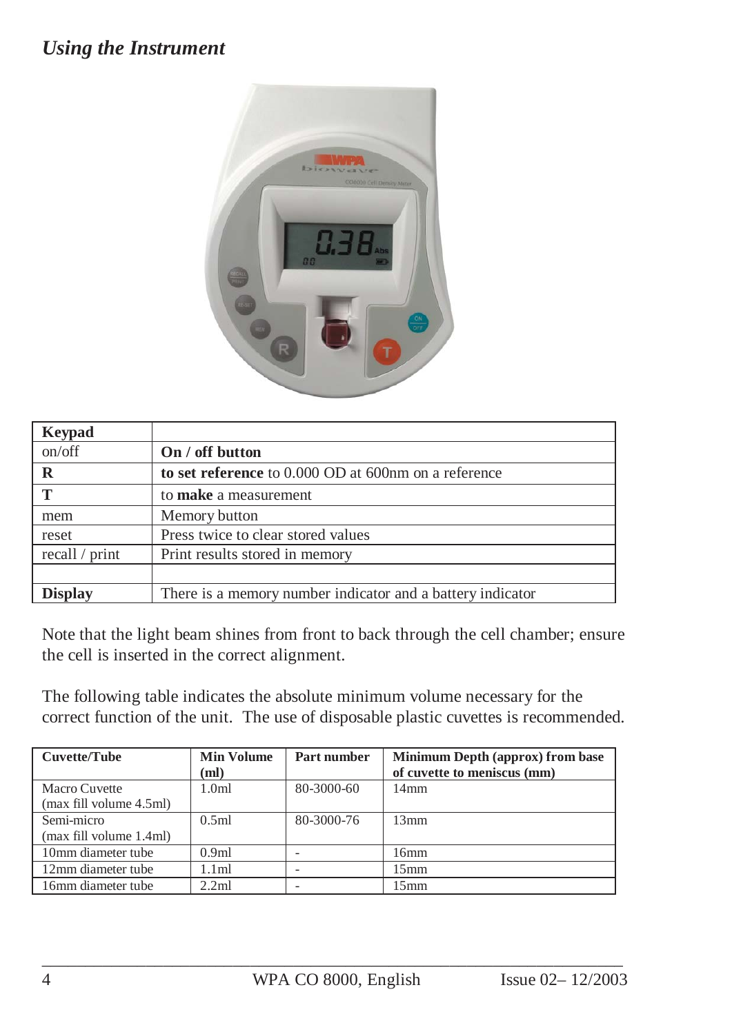## *Using the Instrument*

| **Keypad** | |
|---|---|
| on/off | **On / off button** |
| **R** | **to set reference** to 0.000 OD at 600nm on a reference |
| **T** | to **make** a measurement |
| mem | Memory button |
| reset | Press twice to clear stored values |
| recall / print | Print results stored in memory |
| | |
| **Display** | There is a memory number indicator and a battery indicator |

Note that the light beam shines from front to back through the cell chamber; ensure the cell is inserted in the correct alignment.

The following table indicates the absolute minimum volume necessary for the correct function of the unit. The use of disposable plastic cuvettes is recommended.

| **Cuvette/Tube** | **Min Volume (ml)** | **Part number** | **Minimum Depth (approx) from base of cuvette to meniscus (mm)** |
|---|---|---|---|
| Macro Cuvette (max fill volume 4.5ml) | 1.0ml | 80-3000-60 | 14mm |
| Semi-micro (max fill volume 1.4ml) | 0.5ml | 80-3000-76 | 13mm |
| 10mm diameter tube | 0.9ml | - | 16mm |
| 12mm diameter tube | 1.1ml | - | 15mm |
| 16mm diameter tube | 2.2ml | - | 15mm |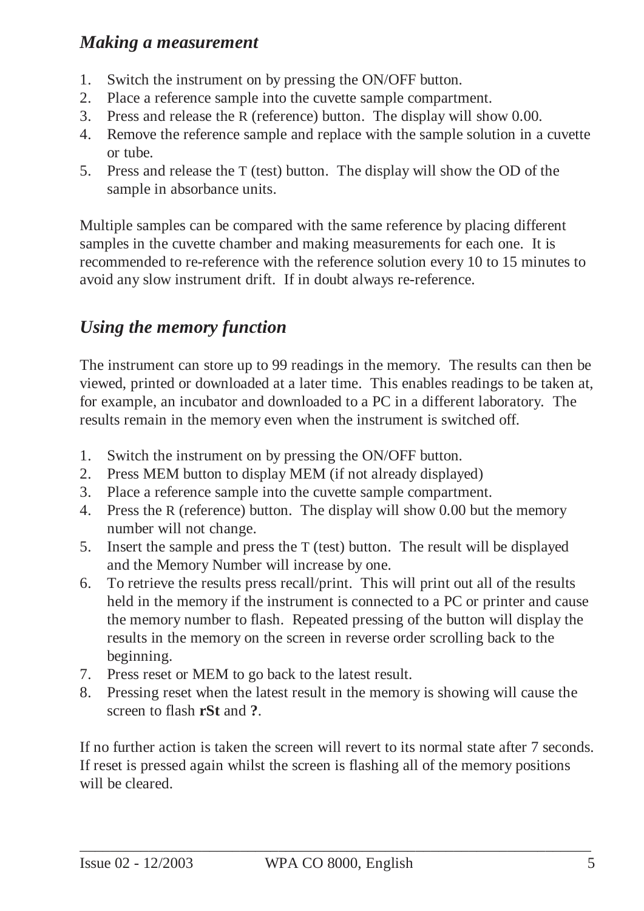### *Making a measurement*

1. Switch the instrument on by pressing the ON/OFF button.
2. Place a reference sample into the cuvette sample compartment.
3. Press and release the R (reference) button. The display will show 0.00.
4. Remove the reference sample and replace with the sample solution in a cuvette or tube.
5. Press and release the T (test) button. The display will show the OD of the sample in absorbance units.

Multiple samples can be compared with the same reference by placing different samples in the cuvette chamber and making measurements for each one. It is recommended to re-reference with the reference solution every 10 to 15 minutes to avoid any slow instrument drift. If in doubt always re-reference.

### *Using the memory function*

The instrument can store up to 99 readings in the memory. The results can then be viewed, printed or downloaded at a later time. This enables readings to be taken at, for example, an incubator and downloaded to a PC in a different laboratory. The results remain in the memory even when the instrument is switched off.

1. Switch the instrument on by pressing the ON/OFF button.
2. Press MEM button to display MEM (if not already displayed)
3. Place a reference sample into the cuvette sample compartment.
4. Press the R (reference) button. The display will show 0.00 but the memory number will not change.
5. Insert the sample and press the T (test) button. The result will be displayed and the Memory Number will increase by one.
6. To retrieve the results press recall/print. This will print out all of the results held in the memory if the instrument is connected to a PC or printer and cause the memory number to flash. Repeated pressing of the button will display the results in the memory on the screen in reverse order scrolling back to the beginning.
7. Press reset or MEM to go back to the latest result.
8. Pressing reset when the latest result in the memory is showing will cause the screen to flash **rSt** and **?**.

If no further action is taken the screen will revert to its normal state after 7 seconds. If reset is pressed again whilst the screen is flashing all of the memory positions will be cleared.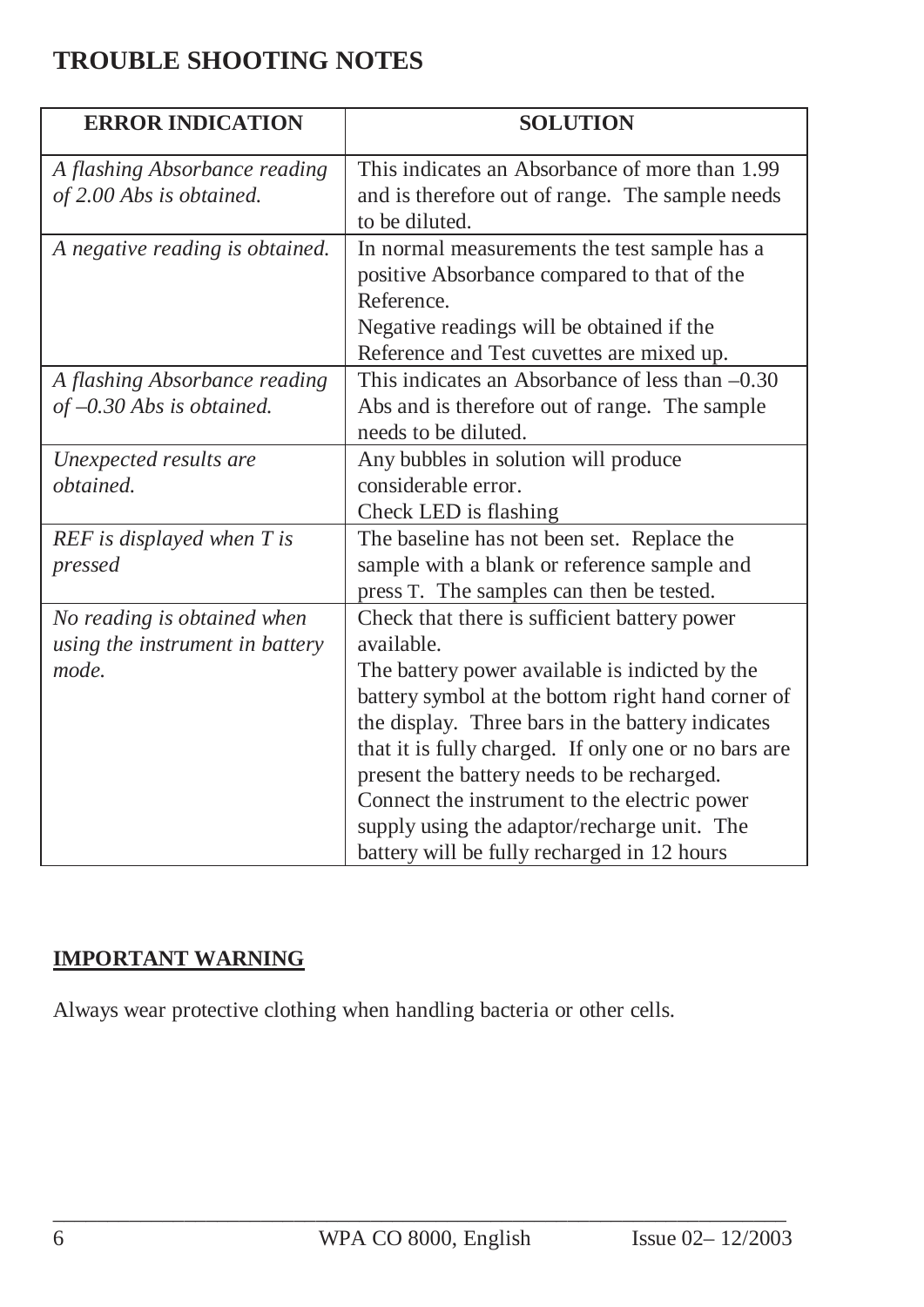## TROUBLE SHOOTING NOTES

| ERROR INDICATION | SOLUTION |
|---|---|
| *A flashing Absorbance reading of 2.00 Abs is obtained.* | This indicates an Absorbance of more than 1.99 and is therefore out of range. The sample needs to be diluted. |
| *A negative reading is obtained.* | In normal measurements the test sample has a positive Absorbance compared to that of the Reference.<br>Negative readings will be obtained if the Reference and Test cuvettes are mixed up. |
| *A flashing Absorbance reading of –0.30 Abs is obtained.* | This indicates an Absorbance of less than –0.30 Abs and is therefore out of range. The sample needs to be diluted. |
| *Unexpected results are obtained.* | Any bubbles in solution will produce considerable error.<br>Check LED is flashing |
| *REF is displayed when T is pressed* | The baseline has not been set. Replace the sample with a blank or reference sample and press T. The samples can then be tested. |
| *No reading is obtained when using the instrument in battery mode.* | Check that there is sufficient battery power available.<br>The battery power available is indicted by the battery symbol at the bottom right hand corner of the display. Three bars in the battery indicates that it is fully charged. If only one or no bars are present the battery needs to be recharged. Connect the instrument to the electric power supply using the adaptor/recharge unit. The battery will be fully recharged in 12 hours |

**IMPORTANT WARNING**

Always wear protective clothing when handling bacteria or other cells.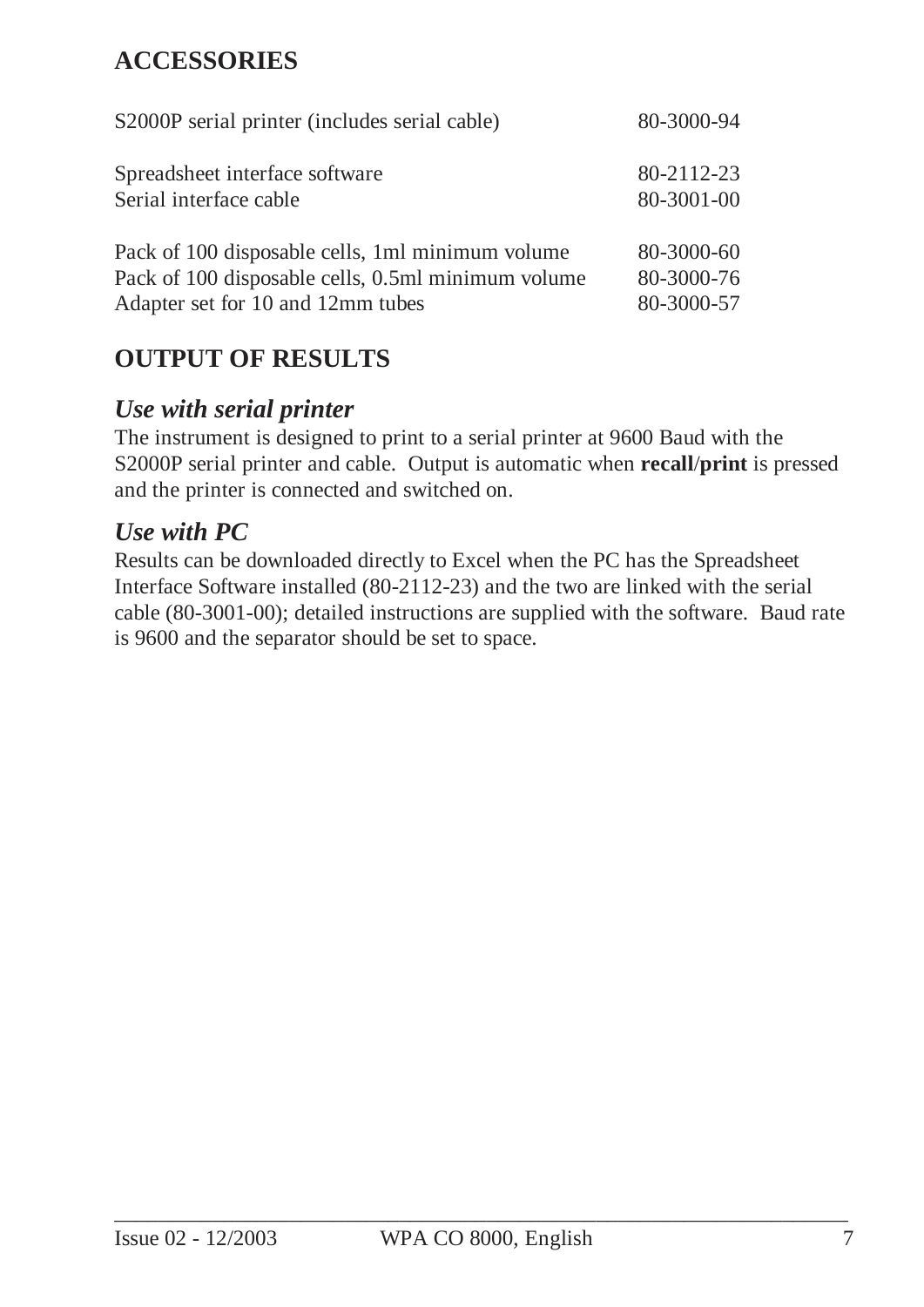## ACCESSORIES

| | |
|---|---|
| S2000P serial printer (includes serial cable) | 80-3000-94 |
| Spreadsheet interface software | 80-2112-23 |
| Serial interface cable | 80-3001-00 |
| Pack of 100 disposable cells, 1ml minimum volume | 80-3000-60 |
| Pack of 100 disposable cells, 0.5ml minimum volume | 80-3000-76 |
| Adapter set for 10 and 12mm tubes | 80-3000-57 |

## OUTPUT OF RESULTS

### *Use with serial printer*

The instrument is designed to print to a serial printer at 9600 Baud with the S2000P serial printer and cable. Output is automatic when **recall**/**print** is pressed and the printer is connected and switched on.

### *Use with PC*

Results can be downloaded directly to Excel when the PC has the Spreadsheet Interface Software installed (80-2112-23) and the two are linked with the serial cable (80-3001-00); detailed instructions are supplied with the software. Baud rate is 9600 and the separator should be set to space.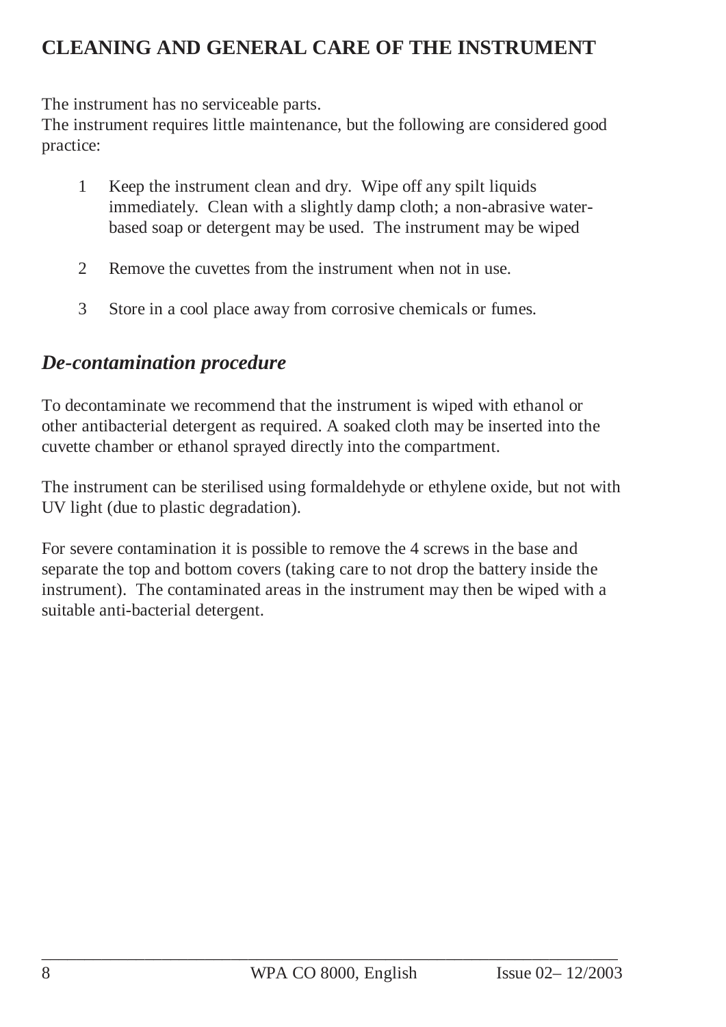# CLEANING AND GENERAL CARE OF THE INSTRUMENT

The instrument has no serviceable parts.
The instrument requires little maintenance, but the following are considered good practice:

1. Keep the instrument clean and dry. Wipe off any spilt liquids immediately. Clean with a slightly damp cloth; a non-abrasive water-based soap or detergent may be used. The instrument may be wiped

2. Remove the cuvettes from the instrument when not in use.

3. Store in a cool place away from corrosive chemicals or fumes.

## *De-contamination procedure*

To decontaminate we recommend that the instrument is wiped with ethanol or other antibacterial detergent as required. A soaked cloth may be inserted into the cuvette chamber or ethanol sprayed directly into the compartment.

The instrument can be sterilised using formaldehyde or ethylene oxide, but not with UV light (due to plastic degradation).

For severe contamination it is possible to remove the 4 screws in the base and separate the top and bottom covers (taking care to not drop the battery inside the instrument). The contaminated areas in the instrument may then be wiped with a suitable anti-bacterial detergent.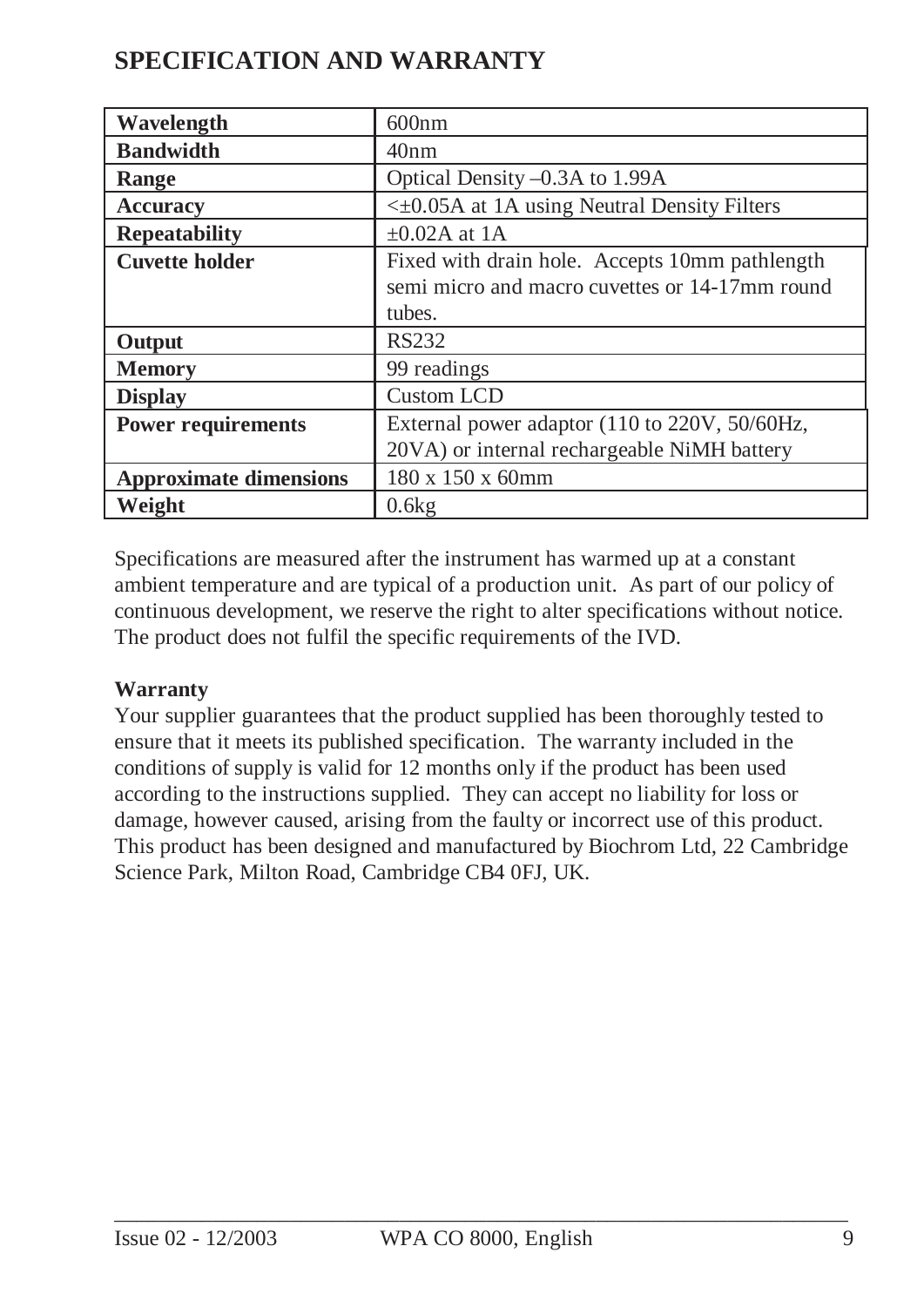# SPECIFICATION AND WARRANTY

| | |
|---|---|
| **Wavelength** | 600nm |
| **Bandwidth** | 40nm |
| **Range** | Optical Density –0.3A to 1.99A |
| **Accuracy** | <±0.05A at 1A using Neutral Density Filters |
| **Repeatability** | ±0.02A at 1A |
| **Cuvette holder** | Fixed with drain hole. Accepts 10mm pathlength semi micro and macro cuvettes or 14-17mm round tubes. |
| **Output** | RS232 |
| **Memory** | 99 readings |
| **Display** | Custom LCD |
| **Power requirements** | External power adaptor (110 to 220V, 50/60Hz, 20VA) or internal rechargeable NiMH battery |
| **Approximate dimensions** | 180 x 150 x 60mm |
| **Weight** | 0.6kg |

Specifications are measured after the instrument has warmed up at a constant ambient temperature and are typical of a production unit. As part of our policy of continuous development, we reserve the right to alter specifications without notice. The product does not fulfil the specific requirements of the IVD.

**Warranty**

Your supplier guarantees that the product supplied has been thoroughly tested to ensure that it meets its published specification. The warranty included in the conditions of supply is valid for 12 months only if the product has been used according to the instructions supplied. They can accept no liability for loss or damage, however caused, arising from the faulty or incorrect use of this product. This product has been designed and manufactured by Biochrom Ltd, 22 Cambridge Science Park, Milton Road, Cambridge CB4 0FJ, UK.